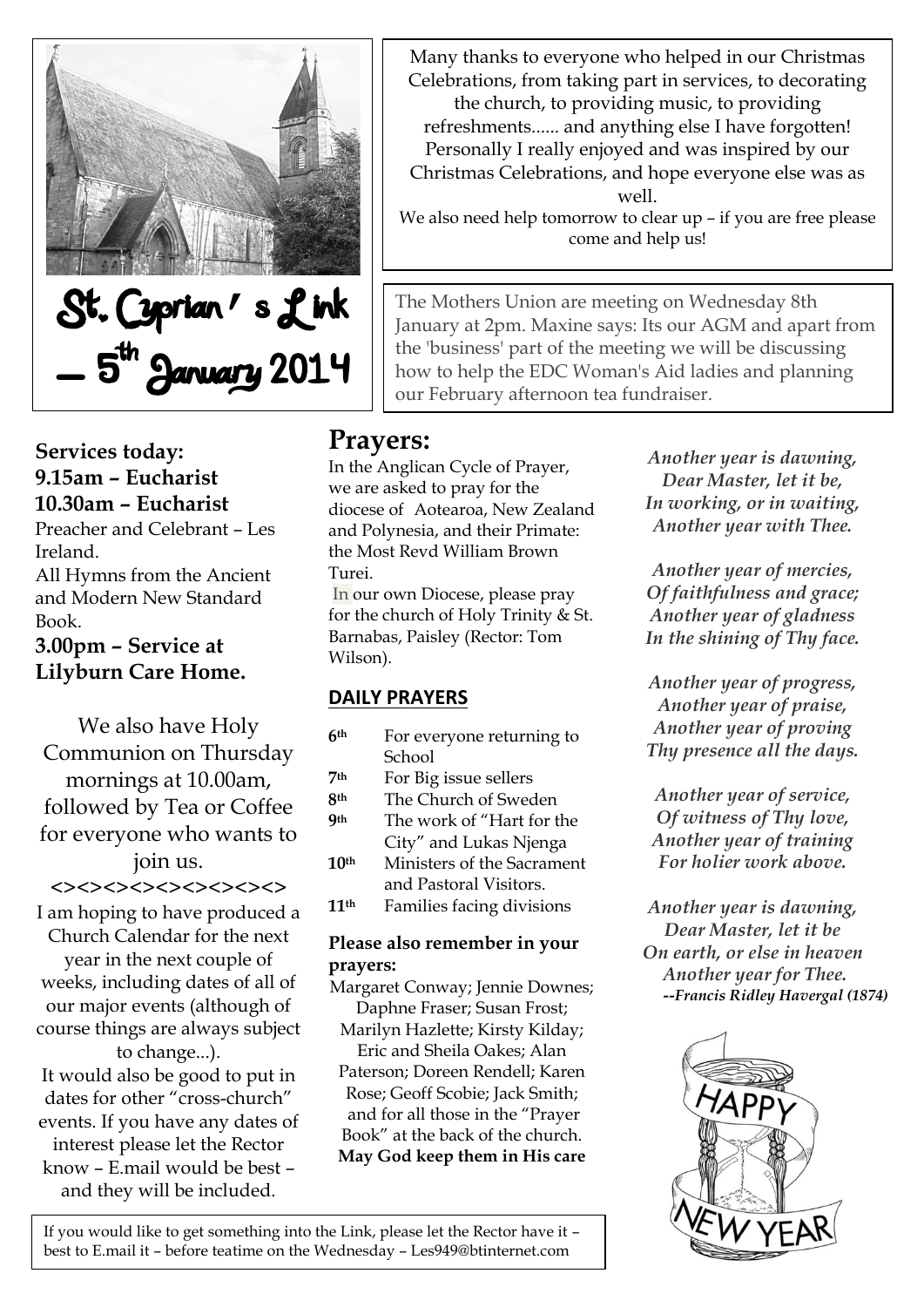# St. Cyprian's Link – 5th January 2014

Many thanks to everyone who helped in our Christmas Celebrations, from taking part in services, to decorating the church, to providing music, to providing refreshments...... and anything else I have forgotten! Personally I really enjoyed and was inspired by our Christmas Celebrations, and hope everyone else was as well.

We also need help tomorrow to clear up – if you are free please come and help us!

The Mothers Union are meeting on Wednesday 8th January at 2pm. Maxine says: Its our AGM and apart from the 'business' part of the meeting we will be discussing how to help the EDC Woman's Aid ladies and planning our February afternoon tea fundraiser.

**Services today:**
**9.15am – Eucharist**
**10.30am – Eucharist**

Preacher and Celebrant – Les Ireland.

All Hymns from the Ancient and Modern New Standard Book.

**3.00pm – Service at Lilyburn Care Home.**

We also have Holy Communion on Thursday mornings at 10.00am, followed by Tea or Coffee for everyone who wants to join us.

<><><><><><><><><>

I am hoping to have produced a Church Calendar for the next year in the next couple of weeks, including dates of all of our major events (although of course things are always subject to change...).

It would also be good to put in dates for other "cross-church" events. If you have any dates of interest please let the Rector know – E.mail would be best – and they will be included.

## Prayers:

In the Anglican Cycle of Prayer, we are asked to pray for the diocese of Aotearoa, New Zealand and Polynesia, and their Primate: the Most Revd William Brown Turei.

In our own Diocese, please pray for the church of Holy Trinity & St. Barnabas, Paisley (Rector: Tom Wilson).

### DAILY PRAYERS

| | |
|---|---|
| 6th | For everyone returning to School |
| 7th | For Big issue sellers |
| 8th | The Church of Sweden |
| 9th | The work of "Hart for the City" and Lukas Njenga |
| 10th | Ministers of the Sacrament and Pastoral Visitors. |
| 11th | Families facing divisions |

**Please also remember in your prayers:**

Margaret Conway; Jennie Downes; Daphne Fraser; Susan Frost; Marilyn Hazlette; Kirsty Kilday; Eric and Sheila Oakes; Alan Paterson; Doreen Rendell; Karen Rose; Geoff Scobie; Jack Smith; and for all those in the "Prayer Book" at the back of the church.

**May God keep them in His care**

***Another year is dawning,***
***Dear Master, let it be,***
***In working, or in waiting,***
***Another year with Thee.***

***Another year of mercies,***
***Of faithfulness and grace;***
***Another year of gladness***
***In the shining of Thy face.***

***Another year of progress,***
***Another year of praise,***
***Another year of proving***
***Thy presence all the days.***

***Another year of service,***
***Of witness of Thy love,***
***Another year of training***
***For holier work above.***

***Another year is dawning,***
***Dear Master, let it be***
***On earth, or else in heaven***
***Another year for Thee.***

***--Francis Ridley Havergal (1874)***

HAPPY NEW YEAR

If you would like to get something into the Link, please let the Rector have it – best to E.mail it – before teatime on the Wednesday – Les949@btinternet.com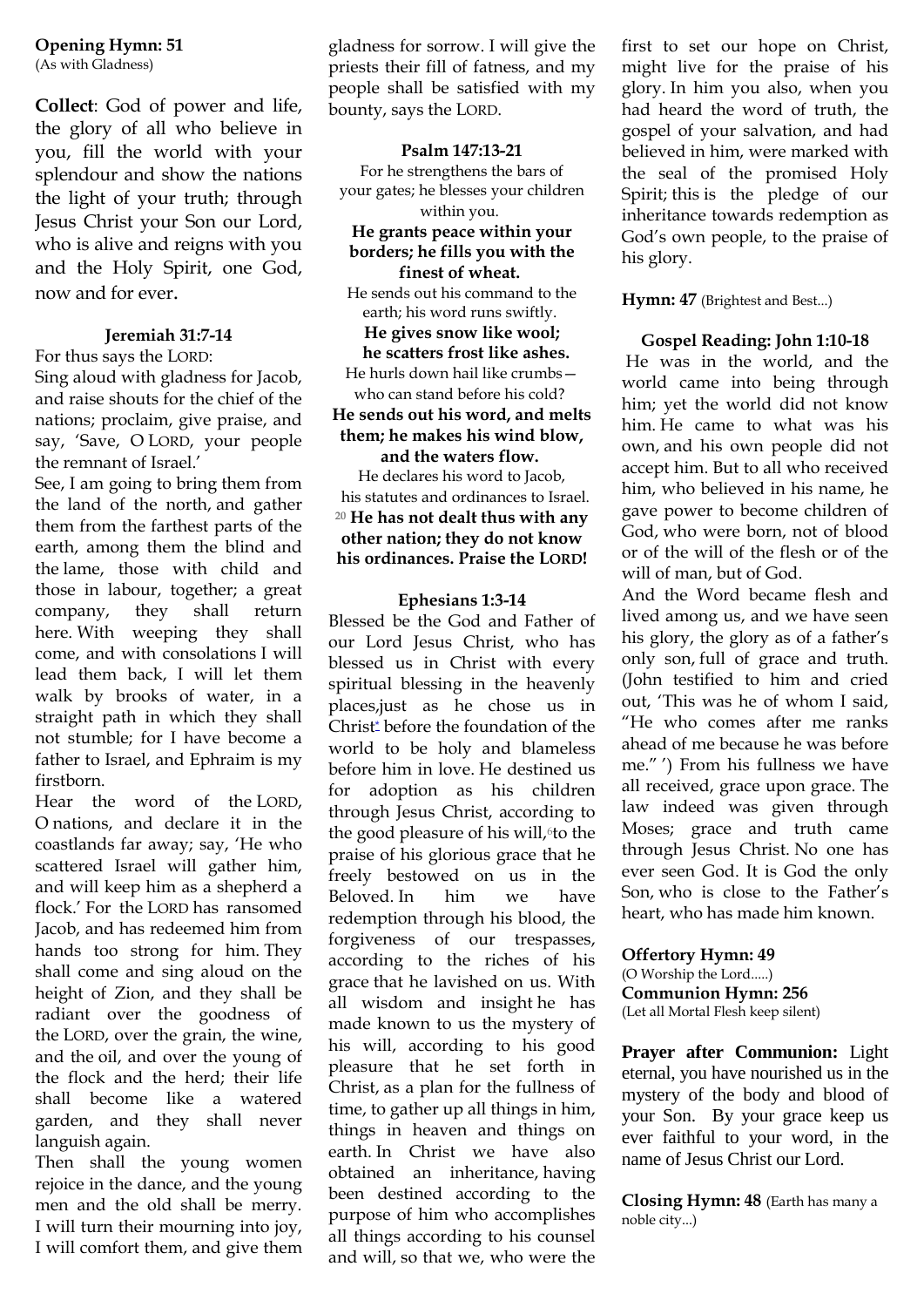**Opening Hymn: 51**
(As with Gladness)

**Collect**: God of power and life, the glory of all who believe in you, fill the world with your splendour and show the nations the light of your truth; through Jesus Christ your Son our Lord, who is alive and reigns with you and the Holy Spirit, one God, now and for ever.

**Jeremiah 31:7-14**

For thus says the LORD:
Sing aloud with gladness for Jacob, and raise shouts for the chief of the nations; proclaim, give praise, and say, 'Save, O LORD, your people the remnant of Israel.'
See, I am going to bring them from the land of the north, and gather them from the farthest parts of the earth, among them the blind and the lame, those with child and those in labour, together; a great company, they shall return here. With weeping they shall come, and with consolations I will lead them back, I will let them walk by brooks of water, in a straight path in which they shall not stumble; for I have become a father to Israel, and Ephraim is my firstborn.
Hear the word of the LORD, O nations, and declare it in the coastlands far away; say, 'He who scattered Israel will gather him, and will keep him as a shepherd a flock.' For the LORD has ransomed Jacob, and has redeemed him from hands too strong for him. They shall come and sing aloud on the height of Zion, and they shall be radiant over the goodness of the LORD, over the grain, the wine, and the oil, and over the young of the flock and the herd; their life shall become like a watered garden, and they shall never languish again.
Then shall the young women rejoice in the dance, and the young men and the old shall be merry. I will turn their mourning into joy, I will comfort them, and give them gladness for sorrow. I will give the priests their fill of fatness, and my people shall be satisfied with my bounty, says the LORD.

**Psalm 147:13-21**

For he strengthens the bars of your gates; he blesses your children within you.
**He grants peace within your borders; he fills you with the finest of wheat.**
He sends out his command to the earth; his word runs swiftly.
**He gives snow like wool; he scatters frost like ashes.**
He hurls down hail like crumbs— who can stand before his cold?
**He sends out his word, and melts them; he makes his wind blow, and the waters flow.**
He declares his word to Jacob, his statutes and ordinances to Israel.
[20] **He has not dealt thus with any other nation; they do not know his ordinances. Praise the LORD!**

**Ephesians 1:3-14**

Blessed be the God and Father of our Lord Jesus Christ, who has blessed us in Christ with every spiritual blessing in the heavenly places,just as he chose us in Christ[a] before the foundation of the world to be holy and blameless before him in love. He destined us for adoption as his children through Jesus Christ, according to the good pleasure of his will,[6]to the praise of his glorious grace that he freely bestowed on us in the Beloved. In him we have redemption through his blood, the forgiveness of our trespasses, according to the riches of his grace that he lavished on us. With all wisdom and insight he has made known to us the mystery of his will, according to his good pleasure that he set forth in Christ, as a plan for the fullness of time, to gather up all things in him, things in heaven and things on earth. In Christ we have also obtained an inheritance, having been destined according to the purpose of him who accomplishes all things according to his counsel and will, so that we, who were the first to set our hope on Christ, might live for the praise of his glory. In him you also, when you had heard the word of truth, the gospel of your salvation, and had believed in him, were marked with the seal of the promised Holy Spirit; this is the pledge of our inheritance towards redemption as God's own people, to the praise of his glory.

**Hymn: 47** (Brightest and Best...)

**Gospel Reading: John 1:10-18**

He was in the world, and the world came into being through him; yet the world did not know him. He came to what was his own, and his own people did not accept him. But to all who received him, who believed in his name, he gave power to become children of God, who were born, not of blood or of the will of the flesh or of the will of man, but of God.
And the Word became flesh and lived among us, and we have seen his glory, the glory as of a father's only son, full of grace and truth. (John testified to him and cried out, 'This was he of whom I said, "He who comes after me ranks ahead of me because he was before me." ') From his fullness we have all received, grace upon grace. The law indeed was given through Moses; grace and truth came through Jesus Christ. No one has ever seen God. It is God the only Son, who is close to the Father's heart, who has made him known.

**Offertory Hymn: 49**
(O Worship the Lord.....)

**Communion Hymn: 256**
(Let all Mortal Flesh keep silent)

**Prayer after Communion:** Light eternal, you have nourished us in the mystery of the body and blood of your Son. By your grace keep us ever faithful to your word, in the name of Jesus Christ our Lord.

**Closing Hymn: 48** (Earth has many a noble city...)